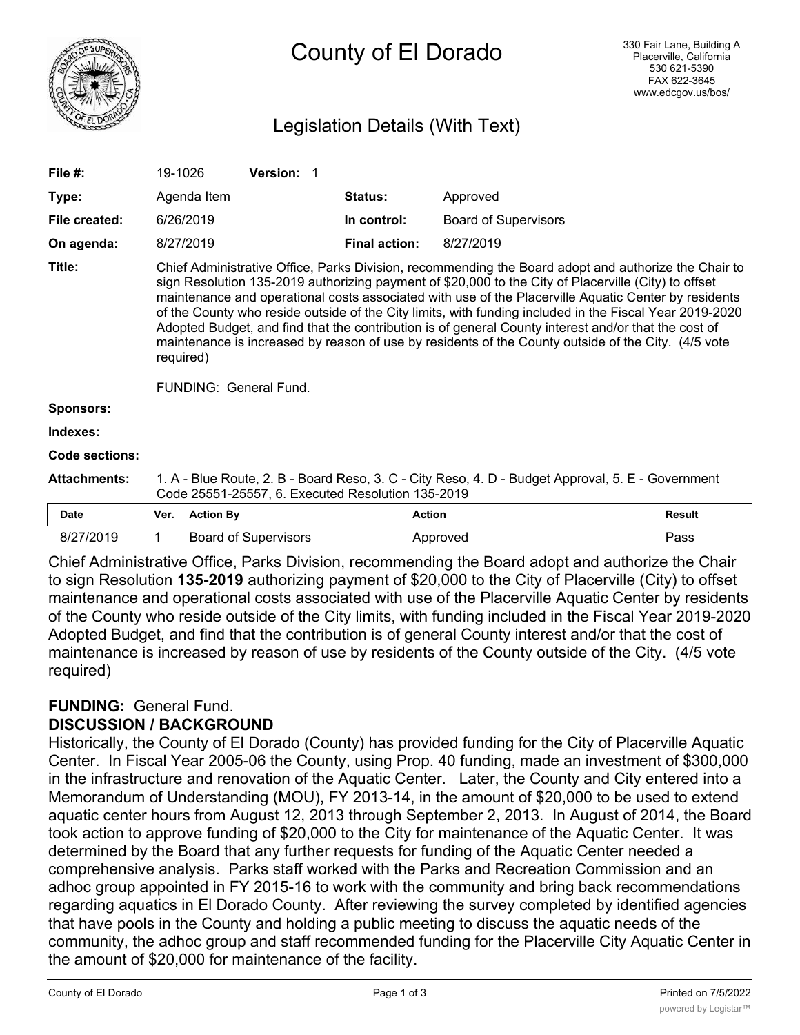# County of El Dorado

330 Fair Lane, Building A
Placerville, California
530 621-5390
FAX 622-3645
www.edcgov.us/bos/

## Legislation Details (With Text)

| | | | | |
|---|---|---|---|---|
| **File #:** | 19-1026 | **Version:** 1 | | |
| **Type:** | Agenda Item | | **Status:** | Approved |
| **File created:** | 6/26/2019 | | **In control:** | Board of Supervisors |
| **On agenda:** | 8/27/2019 | | **Final action:** | 8/27/2019 |

**Title:** Chief Administrative Office, Parks Division, recommending the Board adopt and authorize the Chair to sign Resolution 135-2019 authorizing payment of $20,000 to the City of Placerville (City) to offset maintenance and operational costs associated with use of the Placerville Aquatic Center by residents of the County who reside outside of the City limits, with funding included in the Fiscal Year 2019-2020 Adopted Budget, and find that the contribution is of general County interest and/or that the cost of maintenance is increased by reason of use by residents of the County outside of the City. (4/5 vote required)

FUNDING: General Fund.

**Sponsors:**

**Indexes:**

**Code sections:**

**Attachments:** 1. A - Blue Route, 2. B - Board Reso, 3. C - City Reso, 4. D - Budget Approval, 5. E - Government Code 25551-25557, 6. Executed Resolution 135-2019

| Date | Ver. | Action By | Action | Result |
|---|---|---|---|---|
| 8/27/2019 | 1 | Board of Supervisors | Approved | Pass |

Chief Administrative Office, Parks Division, recommending the Board adopt and authorize the Chair to sign Resolution **135-2019** authorizing payment of $20,000 to the City of Placerville (City) to offset maintenance and operational costs associated with use of the Placerville Aquatic Center by residents of the County who reside outside of the City limits, with funding included in the Fiscal Year 2019-2020 Adopted Budget, and find that the contribution is of general County interest and/or that the cost of maintenance is increased by reason of use by residents of the County outside of the City. (4/5 vote required)

**FUNDING:** General Fund.

**DISCUSSION / BACKGROUND**

Historically, the County of El Dorado (County) has provided funding for the City of Placerville Aquatic Center. In Fiscal Year 2005-06 the County, using Prop. 40 funding, made an investment of $300,000 in the infrastructure and renovation of the Aquatic Center. Later, the County and City entered into a Memorandum of Understanding (MOU), FY 2013-14, in the amount of $20,000 to be used to extend aquatic center hours from August 12, 2013 through September 2, 2013. In August of 2014, the Board took action to approve funding of $20,000 to the City for maintenance of the Aquatic Center. It was determined by the Board that any further requests for funding of the Aquatic Center needed a comprehensive analysis. Parks staff worked with the Parks and Recreation Commission and an adhoc group appointed in FY 2015-16 to work with the community and bring back recommendations regarding aquatics in El Dorado County. After reviewing the survey completed by identified agencies that have pools in the County and holding a public meeting to discuss the aquatic needs of the community, the adhoc group and staff recommended funding for the Placerville City Aquatic Center in the amount of $20,000 for maintenance of the facility.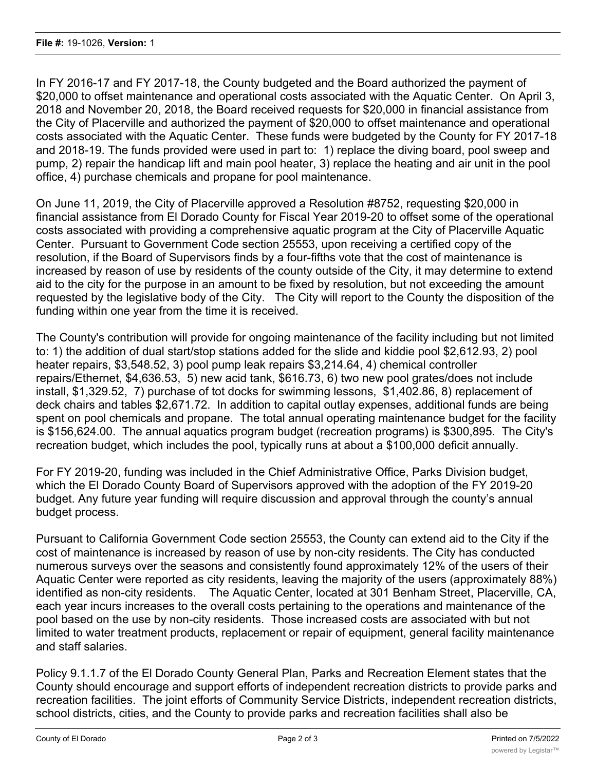In FY 2016-17 and FY 2017-18, the County budgeted and the Board authorized the payment of $20,000 to offset maintenance and operational costs associated with the Aquatic Center. On April 3, 2018 and November 20, 2018, the Board received requests for $20,000 in financial assistance from the City of Placerville and authorized the payment of $20,000 to offset maintenance and operational costs associated with the Aquatic Center. These funds were budgeted by the County for FY 2017-18 and 2018-19. The funds provided were used in part to: 1) replace the diving board, pool sweep and pump, 2) repair the handicap lift and main pool heater, 3) replace the heating and air unit in the pool office, 4) purchase chemicals and propane for pool maintenance.

On June 11, 2019, the City of Placerville approved a Resolution #8752, requesting $20,000 in financial assistance from El Dorado County for Fiscal Year 2019-20 to offset some of the operational costs associated with providing a comprehensive aquatic program at the City of Placerville Aquatic Center. Pursuant to Government Code section 25553, upon receiving a certified copy of the resolution, if the Board of Supervisors finds by a four-fifths vote that the cost of maintenance is increased by reason of use by residents of the county outside of the City, it may determine to extend aid to the city for the purpose in an amount to be fixed by resolution, but not exceeding the amount requested by the legislative body of the City. The City will report to the County the disposition of the funding within one year from the time it is received.

The County's contribution will provide for ongoing maintenance of the facility including but not limited to: 1) the addition of dual start/stop stations added for the slide and kiddie pool $2,612.93, 2) pool heater repairs, $3,548.52, 3) pool pump leak repairs $3,214.64, 4) chemical controller repairs/Ethernet, $4,636.53, 5) new acid tank, $616.73, 6) two new pool grates/does not include install, $1,329.52, 7) purchase of tot docks for swimming lessons, $1,402.86, 8) replacement of deck chairs and tables $2,671.72. In addition to capital outlay expenses, additional funds are being spent on pool chemicals and propane. The total annual operating maintenance budget for the facility is $156,624.00. The annual aquatics program budget (recreation programs) is $300,895. The City's recreation budget, which includes the pool, typically runs at about a $100,000 deficit annually.

For FY 2019-20, funding was included in the Chief Administrative Office, Parks Division budget, which the El Dorado County Board of Supervisors approved with the adoption of the FY 2019-20 budget. Any future year funding will require discussion and approval through the county's annual budget process.

Pursuant to California Government Code section 25553, the County can extend aid to the City if the cost of maintenance is increased by reason of use by non-city residents. The City has conducted numerous surveys over the seasons and consistently found approximately 12% of the users of their Aquatic Center were reported as city residents, leaving the majority of the users (approximately 88%) identified as non-city residents. The Aquatic Center, located at 301 Benham Street, Placerville, CA, each year incurs increases to the overall costs pertaining to the operations and maintenance of the pool based on the use by non-city residents. Those increased costs are associated with but not limited to water treatment products, replacement or repair of equipment, general facility maintenance and staff salaries.

Policy 9.1.1.7 of the El Dorado County General Plan, Parks and Recreation Element states that the County should encourage and support efforts of independent recreation districts to provide parks and recreation facilities. The joint efforts of Community Service Districts, independent recreation districts, school districts, cities, and the County to provide parks and recreation facilities shall also be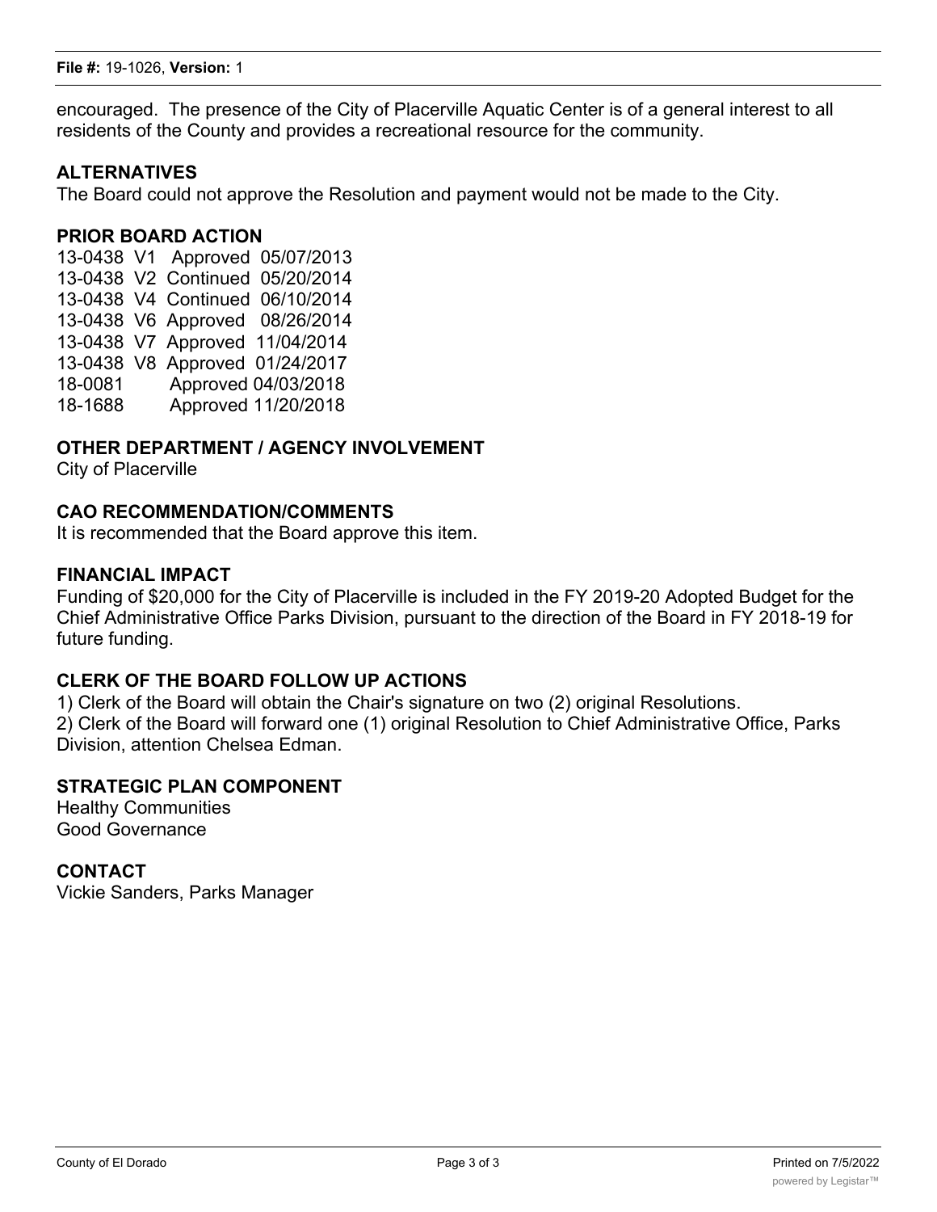encouraged. The presence of the City of Placerville Aquatic Center is of a general interest to all residents of the County and provides a recreational resource for the community.

## ALTERNATIVES

The Board could not approve the Resolution and payment would not be made to the City.

## PRIOR BOARD ACTION

13-0438 V1 Approved 05/07/2013
13-0438 V2 Continued 05/20/2014
13-0438 V4 Continued 06/10/2014
13-0438 V6 Approved 08/26/2014
13-0438 V7 Approved 11/04/2014
13-0438 V8 Approved 01/24/2017
18-0081 Approved 04/03/2018
18-1688 Approved 11/20/2018

## OTHER DEPARTMENT / AGENCY INVOLVEMENT

City of Placerville

## CAO RECOMMENDATION/COMMENTS

It is recommended that the Board approve this item.

## FINANCIAL IMPACT

Funding of $20,000 for the City of Placerville is included in the FY 2019-20 Adopted Budget for the Chief Administrative Office Parks Division, pursuant to the direction of the Board in FY 2018-19 for future funding.

## CLERK OF THE BOARD FOLLOW UP ACTIONS

1) Clerk of the Board will obtain the Chair's signature on two (2) original Resolutions.
2) Clerk of the Board will forward one (1) original Resolution to Chief Administrative Office, Parks Division, attention Chelsea Edman.

## STRATEGIC PLAN COMPONENT

Healthy Communities
Good Governance

## CONTACT

Vickie Sanders, Parks Manager